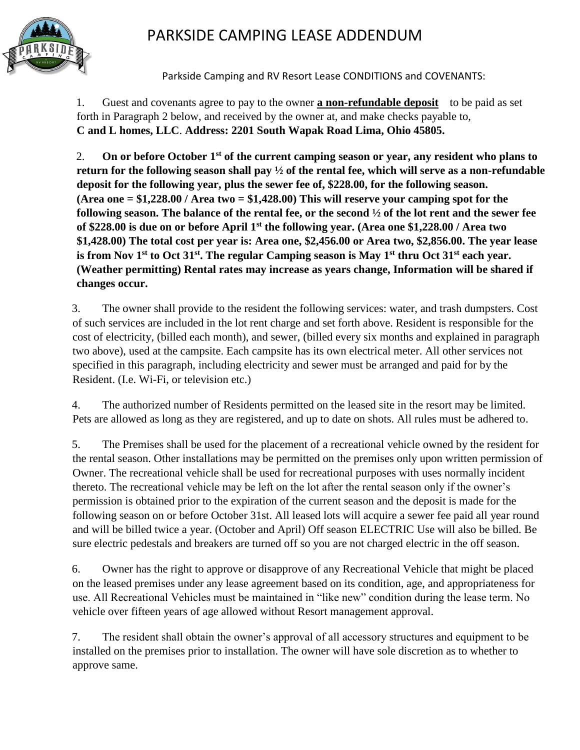# PARKSIDE CAMPING LEASE ADDENDUM

Parkside Camping and RV Resort Lease CONDITIONS and COVENANTS:

1. Guest and covenants agree to pay to the owner **a non-refundable deposit** to be paid as set forth in Paragraph 2 below, and received by the owner at, and make checks payable to, **C and L homes, LLC**. **Address: 2201 South Wapak Road Lima, Ohio 45805.**

2. **On or before October 1st of the current camping season or year, any resident who plans to return for the following season shall pay ½ of the rental fee, which will serve as a non-refundable deposit for the following year, plus the sewer fee of, $228.00, for the following season. (Area one = $1,228.00 / Area two = $1,428.00) This will reserve your camping spot for the following season. The balance of the rental fee, or the second ½ of the lot rent and the sewer fee of $228.00 is due on or before April 1st the following year. (Area one $1,228.00 / Area two $1,428.00) The total cost per year is: Area one, $2,456.00 or Area two, $2,856.00. The year lease is from Nov 1st to Oct 31st. The regular Camping season is May 1st thru Oct 31st each year. (Weather permitting) Rental rates may increase as years change, Information will be shared if changes occur.**

3. The owner shall provide to the resident the following services: water, and trash dumpsters. Cost of such services are included in the lot rent charge and set forth above. Resident is responsible for the cost of electricity, (billed each month), and sewer, (billed every six months and explained in paragraph two above), used at the campsite. Each campsite has its own electrical meter. All other services not specified in this paragraph, including electricity and sewer must be arranged and paid for by the Resident. (I.e. Wi-Fi, or television etc.)

4. The authorized number of Residents permitted on the leased site in the resort may be limited. Pets are allowed as long as they are registered, and up to date on shots. All rules must be adhered to.

5. The Premises shall be used for the placement of a recreational vehicle owned by the resident for the rental season. Other installations may be permitted on the premises only upon written permission of Owner. The recreational vehicle shall be used for recreational purposes with uses normally incident thereto. The recreational vehicle may be left on the lot after the rental season only if the owner's permission is obtained prior to the expiration of the current season and the deposit is made for the following season on or before October 31st. All leased lots will acquire a sewer fee paid all year round and will be billed twice a year. (October and April) Off season ELECTRIC Use will also be billed. Be sure electric pedestals and breakers are turned off so you are not charged electric in the off season.

6. Owner has the right to approve or disapprove of any Recreational Vehicle that might be placed on the leased premises under any lease agreement based on its condition, age, and appropriateness for use. All Recreational Vehicles must be maintained in "like new" condition during the lease term. No vehicle over fifteen years of age allowed without Resort management approval.

7. The resident shall obtain the owner's approval of all accessory structures and equipment to be installed on the premises prior to installation. The owner will have sole discretion as to whether to approve same.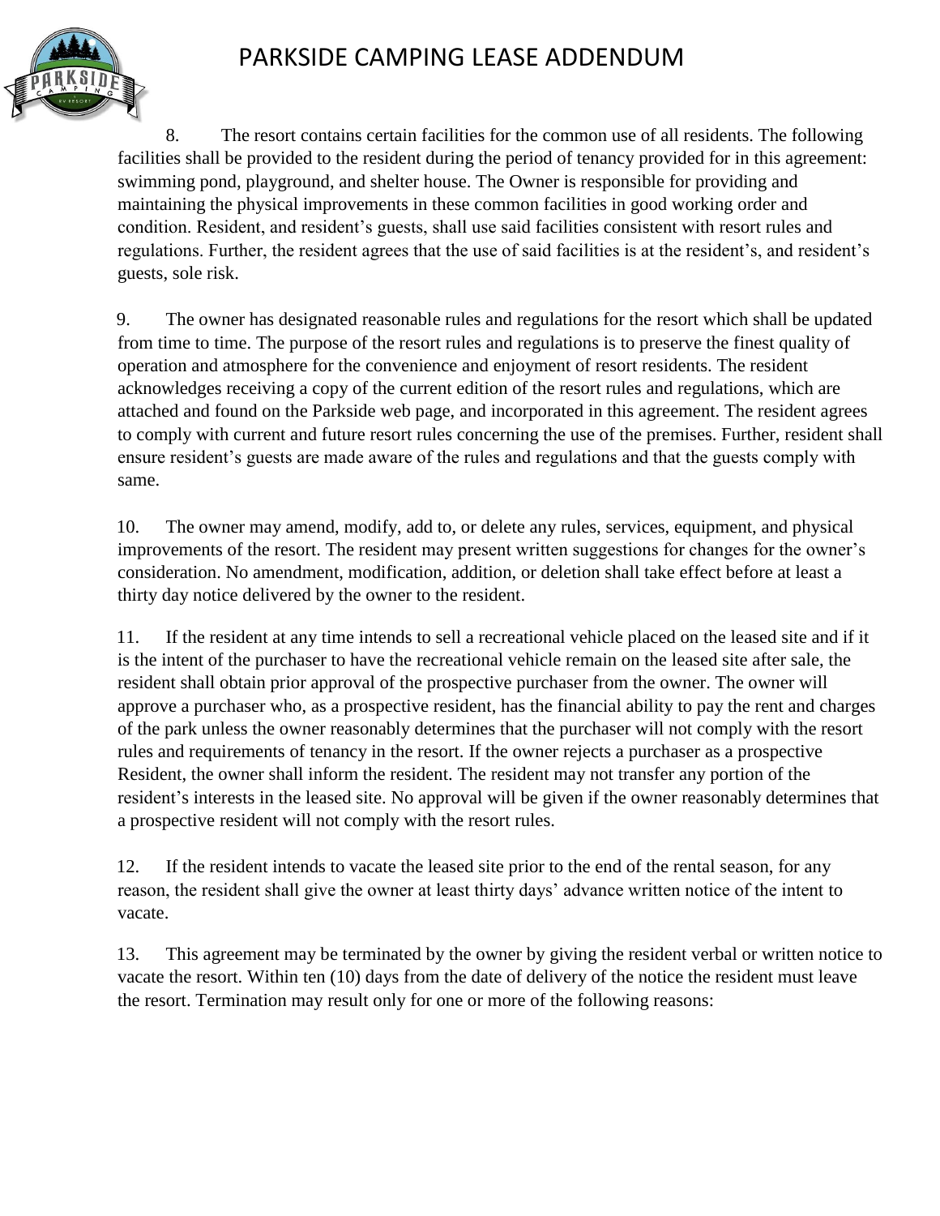# PARKSIDE CAMPING LEASE ADDENDUM

8. The resort contains certain facilities for the common use of all residents. The following facilities shall be provided to the resident during the period of tenancy provided for in this agreement: swimming pond, playground, and shelter house. The Owner is responsible for providing and maintaining the physical improvements in these common facilities in good working order and condition. Resident, and resident's guests, shall use said facilities consistent with resort rules and regulations. Further, the resident agrees that the use of said facilities is at the resident's, and resident's guests, sole risk.

9. The owner has designated reasonable rules and regulations for the resort which shall be updated from time to time. The purpose of the resort rules and regulations is to preserve the finest quality of operation and atmosphere for the convenience and enjoyment of resort residents. The resident acknowledges receiving a copy of the current edition of the resort rules and regulations, which are attached and found on the Parkside web page, and incorporated in this agreement. The resident agrees to comply with current and future resort rules concerning the use of the premises. Further, resident shall ensure resident's guests are made aware of the rules and regulations and that the guests comply with same.

10. The owner may amend, modify, add to, or delete any rules, services, equipment, and physical improvements of the resort. The resident may present written suggestions for changes for the owner's consideration. No amendment, modification, addition, or deletion shall take effect before at least a thirty day notice delivered by the owner to the resident.

11. If the resident at any time intends to sell a recreational vehicle placed on the leased site and if it is the intent of the purchaser to have the recreational vehicle remain on the leased site after sale, the resident shall obtain prior approval of the prospective purchaser from the owner. The owner will approve a purchaser who, as a prospective resident, has the financial ability to pay the rent and charges of the park unless the owner reasonably determines that the purchaser will not comply with the resort rules and requirements of tenancy in the resort. If the owner rejects a purchaser as a prospective Resident, the owner shall inform the resident. The resident may not transfer any portion of the resident's interests in the leased site. No approval will be given if the owner reasonably determines that a prospective resident will not comply with the resort rules.

12. If the resident intends to vacate the leased site prior to the end of the rental season, for any reason, the resident shall give the owner at least thirty days' advance written notice of the intent to vacate.

13. This agreement may be terminated by the owner by giving the resident verbal or written notice to vacate the resort. Within ten (10) days from the date of delivery of the notice the resident must leave the resort. Termination may result only for one or more of the following reasons: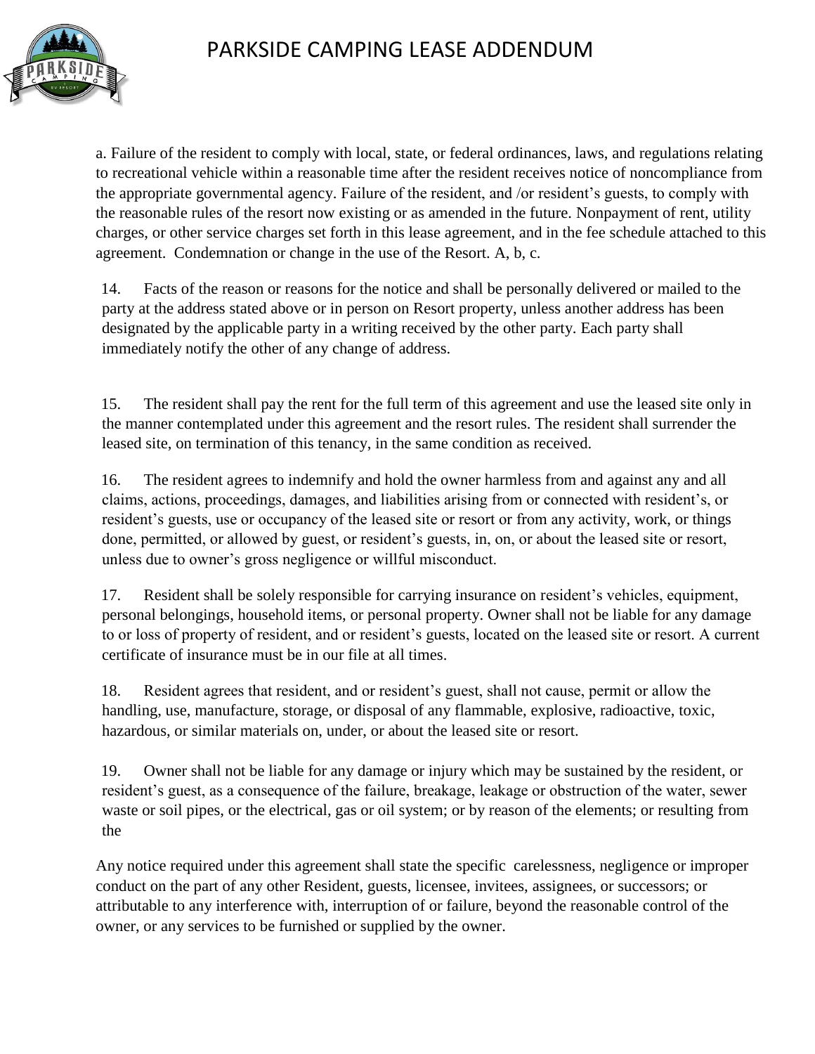# PARKSIDE CAMPING LEASE ADDENDUM

a. Failure of the resident to comply with local, state, or federal ordinances, laws, and regulations relating to recreational vehicle within a reasonable time after the resident receives notice of noncompliance from the appropriate governmental agency. Failure of the resident, and /or resident's guests, to comply with the reasonable rules of the resort now existing or as amended in the future. Nonpayment of rent, utility charges, or other service charges set forth in this lease agreement, and in the fee schedule attached to this agreement. Condemnation or change in the use of the Resort. A, b, c.

14. Facts of the reason or reasons for the notice and shall be personally delivered or mailed to the party at the address stated above or in person on Resort property, unless another address has been designated by the applicable party in a writing received by the other party. Each party shall immediately notify the other of any change of address.

15. The resident shall pay the rent for the full term of this agreement and use the leased site only in the manner contemplated under this agreement and the resort rules. The resident shall surrender the leased site, on termination of this tenancy, in the same condition as received.

16. The resident agrees to indemnify and hold the owner harmless from and against any and all claims, actions, proceedings, damages, and liabilities arising from or connected with resident's, or resident's guests, use or occupancy of the leased site or resort or from any activity, work, or things done, permitted, or allowed by guest, or resident's guests, in, on, or about the leased site or resort, unless due to owner's gross negligence or willful misconduct.

17. Resident shall be solely responsible for carrying insurance on resident's vehicles, equipment, personal belongings, household items, or personal property. Owner shall not be liable for any damage to or loss of property of resident, and or resident's guests, located on the leased site or resort. A current certificate of insurance must be in our file at all times.

18. Resident agrees that resident, and or resident's guest, shall not cause, permit or allow the handling, use, manufacture, storage, or disposal of any flammable, explosive, radioactive, toxic, hazardous, or similar materials on, under, or about the leased site or resort.

19. Owner shall not be liable for any damage or injury which may be sustained by the resident, or resident's guest, as a consequence of the failure, breakage, leakage or obstruction of the water, sewer waste or soil pipes, or the electrical, gas or oil system; or by reason of the elements; or resulting from the

Any notice required under this agreement shall state the specific carelessness, negligence or improper conduct on the part of any other Resident, guests, licensee, invitees, assignees, or successors; or attributable to any interference with, interruption of or failure, beyond the reasonable control of the owner, or any services to be furnished or supplied by the owner.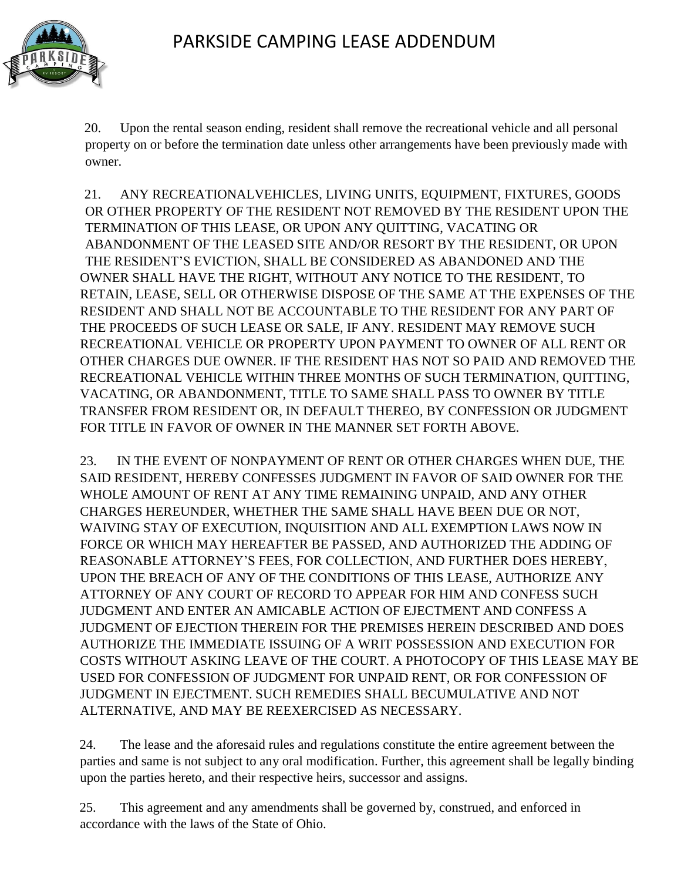# PARKSIDE CAMPING LEASE ADDENDUM

20. Upon the rental season ending, resident shall remove the recreational vehicle and all personal property on or before the termination date unless other arrangements have been previously made with owner.

21. ANY RECREATIONALVEHICLES, LIVING UNITS, EQUIPMENT, FIXTURES, GOODS OR OTHER PROPERTY OF THE RESIDENT NOT REMOVED BY THE RESIDENT UPON THE TERMINATION OF THIS LEASE, OR UPON ANY QUITTING, VACATING OR ABANDONMENT OF THE LEASED SITE AND/OR RESORT BY THE RESIDENT, OR UPON THE RESIDENT'S EVICTION, SHALL BE CONSIDERED AS ABANDONED AND THE OWNER SHALL HAVE THE RIGHT, WITHOUT ANY NOTICE TO THE RESIDENT, TO RETAIN, LEASE, SELL OR OTHERWISE DISPOSE OF THE SAME AT THE EXPENSES OF THE RESIDENT AND SHALL NOT BE ACCOUNTABLE TO THE RESIDENT FOR ANY PART OF THE PROCEEDS OF SUCH LEASE OR SALE, IF ANY. RESIDENT MAY REMOVE SUCH RECREATIONAL VEHICLE OR PROPERTY UPON PAYMENT TO OWNER OF ALL RENT OR OTHER CHARGES DUE OWNER. IF THE RESIDENT HAS NOT SO PAID AND REMOVED THE RECREATIONAL VEHICLE WITHIN THREE MONTHS OF SUCH TERMINATION, QUITTING, VACATING, OR ABANDONMENT, TITLE TO SAME SHALL PASS TO OWNER BY TITLE TRANSFER FROM RESIDENT OR, IN DEFAULT THEREO, BY CONFESSION OR JUDGMENT FOR TITLE IN FAVOR OF OWNER IN THE MANNER SET FORTH ABOVE.

23. IN THE EVENT OF NONPAYMENT OF RENT OR OTHER CHARGES WHEN DUE, THE SAID RESIDENT, HEREBY CONFESSES JUDGMENT IN FAVOR OF SAID OWNER FOR THE WHOLE AMOUNT OF RENT AT ANY TIME REMAINING UNPAID, AND ANY OTHER CHARGES HEREUNDER, WHETHER THE SAME SHALL HAVE BEEN DUE OR NOT, WAIVING STAY OF EXECUTION, INQUISITION AND ALL EXEMPTION LAWS NOW IN FORCE OR WHICH MAY HEREAFTER BE PASSED, AND AUTHORIZED THE ADDING OF REASONABLE ATTORNEY'S FEES, FOR COLLECTION, AND FURTHER DOES HEREBY, UPON THE BREACH OF ANY OF THE CONDITIONS OF THIS LEASE, AUTHORIZE ANY ATTORNEY OF ANY COURT OF RECORD TO APPEAR FOR HIM AND CONFESS SUCH JUDGMENT AND ENTER AN AMICABLE ACTION OF EJECTMENT AND CONFESS A JUDGMENT OF EJECTION THEREIN FOR THE PREMISES HEREIN DESCRIBED AND DOES AUTHORIZE THE IMMEDIATE ISSUING OF A WRIT POSSESSION AND EXECUTION FOR COSTS WITHOUT ASKING LEAVE OF THE COURT. A PHOTOCOPY OF THIS LEASE MAY BE USED FOR CONFESSION OF JUDGMENT FOR UNPAID RENT, OR FOR CONFESSION OF JUDGMENT IN EJECTMENT. SUCH REMEDIES SHALL BECUMULATIVE AND NOT ALTERNATIVE, AND MAY BE REEXERCISED AS NECESSARY.

24. The lease and the aforesaid rules and regulations constitute the entire agreement between the parties and same is not subject to any oral modification. Further, this agreement shall be legally binding upon the parties hereto, and their respective heirs, successor and assigns.

25. This agreement and any amendments shall be governed by, construed, and enforced in accordance with the laws of the State of Ohio.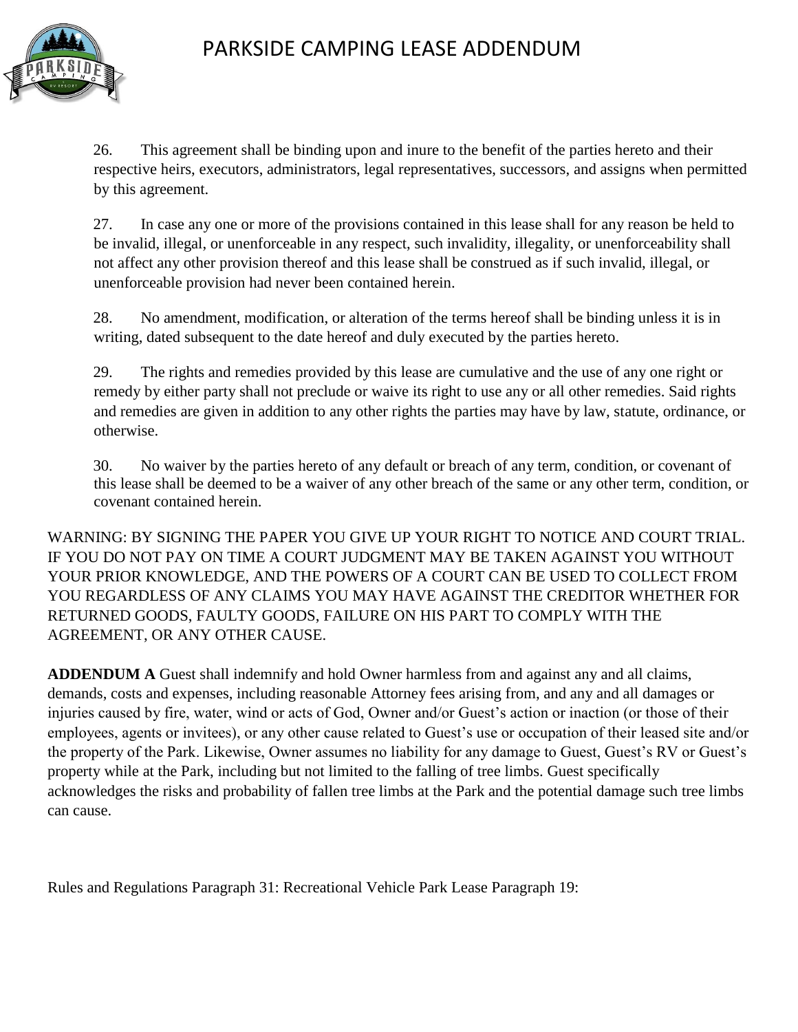# PARKSIDE CAMPING LEASE ADDENDUM

26. This agreement shall be binding upon and inure to the benefit of the parties hereto and their respective heirs, executors, administrators, legal representatives, successors, and assigns when permitted by this agreement.

27. In case any one or more of the provisions contained in this lease shall for any reason be held to be invalid, illegal, or unenforceable in any respect, such invalidity, illegality, or unenforceability shall not affect any other provision thereof and this lease shall be construed as if such invalid, illegal, or unenforceable provision had never been contained herein.

28. No amendment, modification, or alteration of the terms hereof shall be binding unless it is in writing, dated subsequent to the date hereof and duly executed by the parties hereto.

29. The rights and remedies provided by this lease are cumulative and the use of any one right or remedy by either party shall not preclude or waive its right to use any or all other remedies. Said rights and remedies are given in addition to any other rights the parties may have by law, statute, ordinance, or otherwise.

30. No waiver by the parties hereto of any default or breach of any term, condition, or covenant of this lease shall be deemed to be a waiver of any other breach of the same or any other term, condition, or covenant contained herein.

WARNING: BY SIGNING THE PAPER YOU GIVE UP YOUR RIGHT TO NOTICE AND COURT TRIAL. IF YOU DO NOT PAY ON TIME A COURT JUDGMENT MAY BE TAKEN AGAINST YOU WITHOUT YOUR PRIOR KNOWLEDGE, AND THE POWERS OF A COURT CAN BE USED TO COLLECT FROM YOU REGARDLESS OF ANY CLAIMS YOU MAY HAVE AGAINST THE CREDITOR WHETHER FOR RETURNED GOODS, FAULTY GOODS, FAILURE ON HIS PART TO COMPLY WITH THE AGREEMENT, OR ANY OTHER CAUSE.

**ADDENDUM A** Guest shall indemnify and hold Owner harmless from and against any and all claims, demands, costs and expenses, including reasonable Attorney fees arising from, and any and all damages or injuries caused by fire, water, wind or acts of God, Owner and/or Guest's action or inaction (or those of their employees, agents or invitees), or any other cause related to Guest's use or occupation of their leased site and/or the property of the Park. Likewise, Owner assumes no liability for any damage to Guest, Guest's RV or Guest's property while at the Park, including but not limited to the falling of tree limbs. Guest specifically acknowledges the risks and probability of fallen tree limbs at the Park and the potential damage such tree limbs can cause.

Rules and Regulations Paragraph 31: Recreational Vehicle Park Lease Paragraph 19: